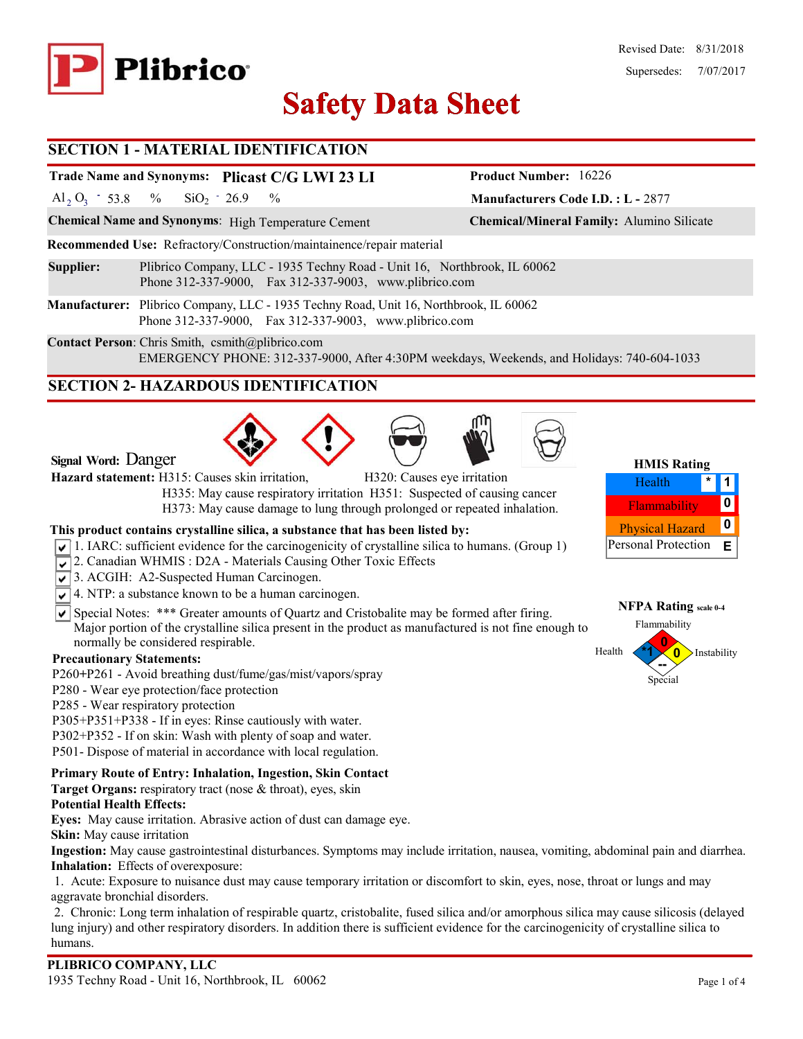Revised Date: 8/31/2018

Supersedes: 7/07/2017

# Safety Data Sheet

## SECTION 1 - MATERIAL IDENTIFICATION

**Trade Name and Synonyms:** **Plicast C/G LWI 23 LI**

**Product Number:** 16226

$Al_2O_3$ - 53.8 % $SiO_2$ - 26.9 %

**Manufacturers Code I.D. :** **L -** 2877

**Chemical Name and Synonyms**: High Temperature Cement

**Chemical/Mineral Family:** Alumino Silicate

**Recommended Use:** Refractory/Construction/maintainence/repair material

**Supplier:** Plibrico Company, LLC - 1935 Techny Road - Unit 16, Northbrook, IL 60062
Phone 312-337-9000, Fax 312-337-9003, www.plibrico.com

**Manufacturer:** Plibrico Company, LLC - 1935 Techny Road, Unit 16, Northbrook, IL 60062
Phone 312-337-9000, Fax 312-337-9003, www.plibrico.com

**Contact Person**: Chris Smith, csmith@plibrico.com
EMERGENCY PHONE: 312-337-9000, After 4:30PM weekdays, Weekends, and Holidays: 740-604-1033

## SECTION 2- HAZARDOUS IDENTIFICATION

**Signal Word:** Danger

**Hazard statement:** H315: Causes skin irritation, H320: Causes eye irritation
H335: May cause respiratory irritation H351: Suspected of causing cancer
H373: May cause damage to lung through prolonged or repeated inhalation.

**HMIS Rating**

| | | |
|---|---|---|
| Health | * | 1 |
| Flammability | | 0 |
| Physical Hazard | | 0 |
| Personal Protection | | E |

**NFPA Rating** scale 0-4

Flammability: 0; Health: *1; Instability: 0; Special: --

**This product contains crystalline silica, a substance that has been listed by:**

- ☑ 1. IARC: sufficient evidence for the carcinogenicity of crystalline silica to humans. (Group 1)
- ☑ 2. Canadian WHMIS : D2A - Materials Causing Other Toxic Effects
- ☑ 3. ACGIH: A2-Suspected Human Carcinogen.
- ☑ 4. NTP: a substance known to be a human carcinogen.
- ☑ Special Notes: *** Greater amounts of Quartz and Cristobalite may be formed after firing. Major portion of the crystalline silica present in the product as manufactured is not fine enough to normally be considered respirable.

**Precautionary Statements:**

P260+P261 - Avoid breathing dust/fume/gas/mist/vapors/spray
P280 - Wear eye protection/face protection
P285 - Wear respiratory protection
P305+P351+P338 - If in eyes: Rinse cautiously with water.
P302+P352 - If on skin: Wash with plenty of soap and water.
P501- Dispose of material in accordance with local regulation.

**Primary Route of Entry: Inhalation, Ingestion, Skin Contact**
**Target Organs:** respiratory tract (nose & throat), eyes, skin
**Potential Health Effects:**
**Eyes:** May cause irritation. Abrasive action of dust can damage eye.
**Skin:** May cause irritation
**Ingestion:** May cause gastrointestinal disturbances. Symptoms may include irritation, nausea, vomiting, abdominal pain and diarrhea.
**Inhalation:** Effects of overexposure:

1. Acute: Exposure to nuisance dust may cause temporary irritation or discomfort to skin, eyes, nose, throat or lungs and may aggravate bronchial disorders.
2. Chronic: Long term inhalation of respirable quartz, cristobalite, fused silica and/or amorphous silica may cause silicosis (delayed lung injury) and other respiratory disorders. In addition there is sufficient evidence for the carcinogenicity of crystalline silica to humans.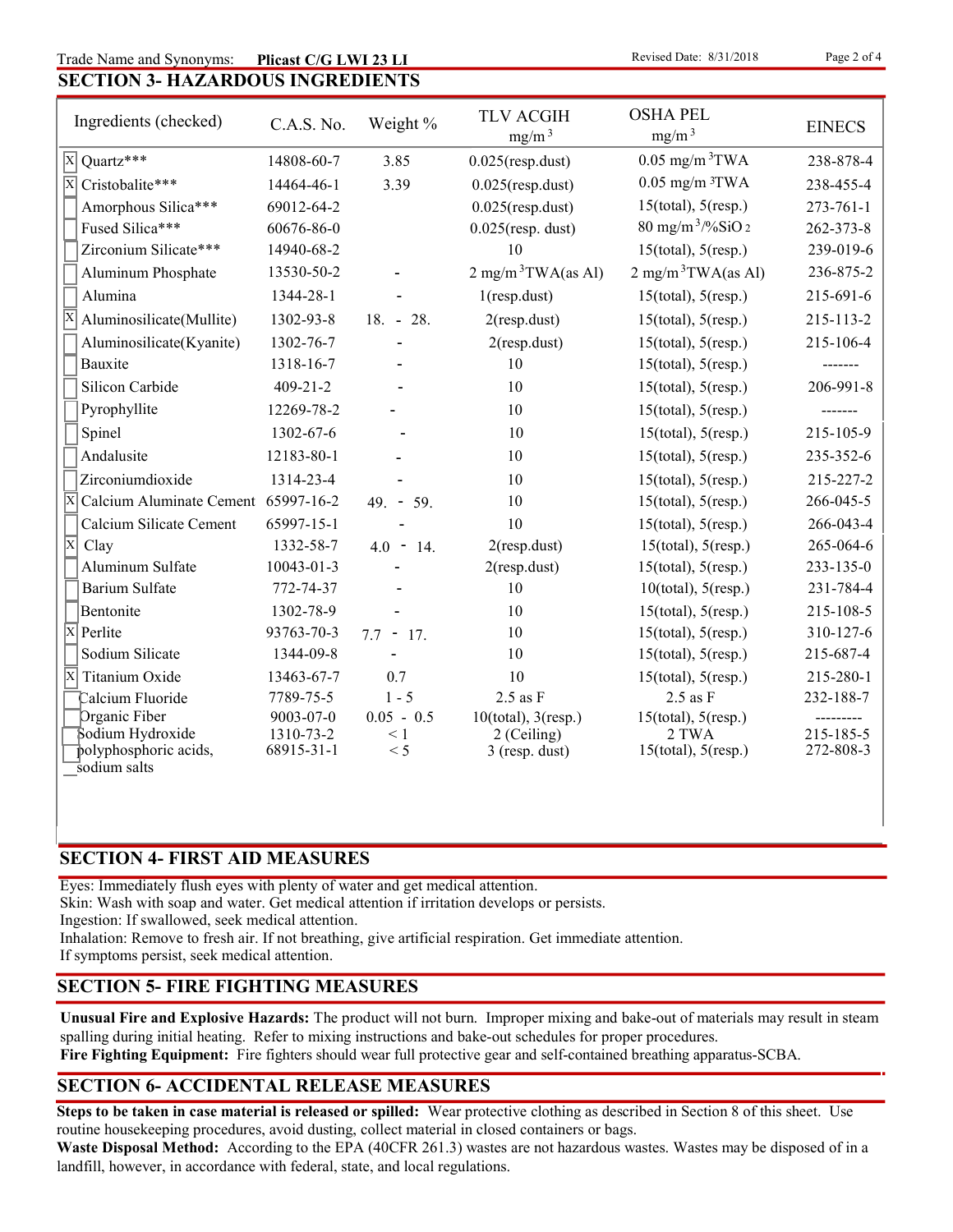Trade Name and Synonyms: **Plicast C/G LWI 23 LI** Revised Date: 8/31/2018

## SECTION 3- HAZARDOUS INGREDIENTS

| Ingredients (checked) | C.A.S. No. | Weight % | TLV ACGIH $mg/m^3$ | OSHA PEL $mg/m^3$ | EINECS |
|---|---|---|---|---|---|
| X Quartz*** | 14808-60-7 | 3.85 | 0.025(resp.dust) | 0.05 $mg/m^3$TWA | 238-878-4 |
| X Cristobalite*** | 14464-46-1 | 3.39 | 0.025(resp.dust) | 0.05 $mg/m^3$TWA | 238-455-4 |
| Amorphous Silica*** | 69012-64-2 | | 0.025(resp.dust) | 15(total), 5(resp.) | 273-761-1 |
| Fused Silica*** | 60676-86-0 | | 0.025(resp. dust) | 80 $mg/m^3$/%$SiO_2$ | 262-373-8 |
| Zirconium Silicate*** | 14940-68-2 | | 10 | 15(total), 5(resp.) | 239-019-6 |
| Aluminum Phosphate | 13530-50-2 | - | 2 $mg/m^3$TWA(as Al) | 2 $mg/m^3$TWA(as Al) | 236-875-2 |
| Alumina | 1344-28-1 | - | 1(resp.dust) | 15(total), 5(resp.) | 215-691-6 |
| X Aluminosilicate(Mullite) | 1302-93-8 | 18. - 28. | 2(resp.dust) | 15(total), 5(resp.) | 215-113-2 |
| Aluminosilicate(Kyanite) | 1302-76-7 | - | 2(resp.dust) | 15(total), 5(resp.) | 215-106-4 |
| Bauxite | 1318-16-7 | - | 10 | 15(total), 5(resp.) | ------- |
| Silicon Carbide | 409-21-2 | - | 10 | 15(total), 5(resp.) | 206-991-8 |
| Pyrophyllite | 12269-78-2 | - | 10 | 15(total), 5(resp.) | ------- |
| Spinel | 1302-67-6 | - | 10 | 15(total), 5(resp.) | 215-105-9 |
| Andalusite | 12183-80-1 | - | 10 | 15(total), 5(resp.) | 235-352-6 |
| Zirconiumdioxide | 1314-23-4 | - | 10 | 15(total), 5(resp.) | 215-227-2 |
| X Calcium Aluminate Cement | 65997-16-2 | 49. - 59. | 10 | 15(total), 5(resp.) | 266-045-5 |
| Calcium Silicate Cement | 65997-15-1 | - | 10 | 15(total), 5(resp.) | 266-043-4 |
| X Clay | 1332-58-7 | 4.0 - 14. | 2(resp.dust) | 15(total), 5(resp.) | 265-064-6 |
| Aluminum Sulfate | 10043-01-3 | - | 2(resp.dust) | 15(total), 5(resp.) | 233-135-0 |
| Barium Sulfate | 772-74-37 | - | 10 | 10(total), 5(resp.) | 231-784-4 |
| Bentonite | 1302-78-9 | - | 10 | 15(total), 5(resp.) | 215-108-5 |
| X Perlite | 93763-70-3 | 7.7 - 17. | 10 | 15(total), 5(resp.) | 310-127-6 |
| Sodium Silicate | 1344-09-8 | - | 10 | 15(total), 5(resp.) | 215-687-4 |
| X Titanium Oxide | 13463-67-7 | 0.7 | 10 | 15(total), 5(resp.) | 215-280-1 |
| Calcium Fluoride | 7789-75-5 | 1 - 5 | 2.5 as F | 2.5 as F | 232-188-7 |
| Organic Fiber | 9003-07-0 | 0.05 - 0.5 | 10(total), 3(resp.) | 15(total), 5(resp.) | --------- |
| Sodium Hydroxide | 1310-73-2 | < 1 | 2 (Ceiling) | 2 TWA | 215-185-5 |
| polyphosphoric acids, sodium salts | 68915-31-1 | < 5 | 3 (resp. dust) | 15(total), 5(resp.) | 272-808-3 |

## SECTION 4- FIRST AID MEASURES

Eyes: Immediately flush eyes with plenty of water and get medical attention.
Skin: Wash with soap and water. Get medical attention if irritation develops or persists.
Ingestion: If swallowed, seek medical attention.
Inhalation: Remove to fresh air. If not breathing, give artificial respiration. Get immediate attention.
If symptoms persist, seek medical attention.

## SECTION 5- FIRE FIGHTING MEASURES

**Unusual Fire and Explosive Hazards:** The product will not burn. Improper mixing and bake-out of materials may result in steam spalling during initial heating. Refer to mixing instructions and bake-out schedules for proper procedures.
**Fire Fighting Equipment:** Fire fighters should wear full protective gear and self-contained breathing apparatus-SCBA.

## SECTION 6- ACCIDENTAL RELEASE MEASURES

**Steps to be taken in case material is released or spilled:** Wear protective clothing as described in Section 8 of this sheet. Use routine housekeeping procedures, avoid dusting, collect material in closed containers or bags.
**Waste Disposal Method:** According to the EPA (40CFR 261.3) wastes are not hazardous wastes. Wastes may be disposed of in a landfill, however, in accordance with federal, state, and local regulations.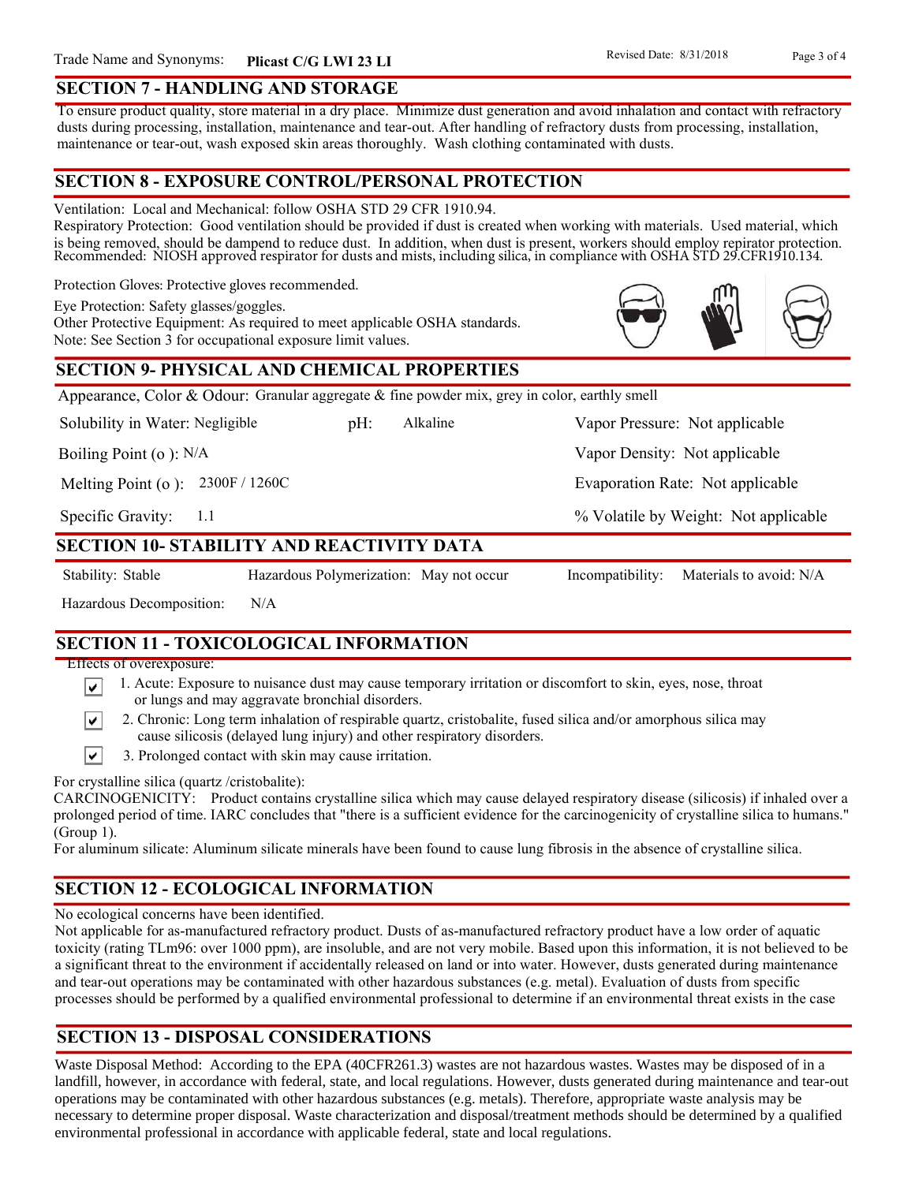## SECTION 7 - HANDLING AND STORAGE

To ensure product quality, store material in a dry place. Minimize dust generation and avoid inhalation and contact with refractory dusts during processing, installation, maintenance and tear-out. After handling of refractory dusts from processing, installation, maintenance or tear-out, wash exposed skin areas thoroughly. Wash clothing contaminated with dusts.

## SECTION 8 - EXPOSURE CONTROL/PERSONAL PROTECTION

Ventilation: Local and Mechanical: follow OSHA STD 29 CFR 1910.94.
Respiratory Protection: Good ventilation should be provided if dust is created when working with materials. Used material, which is being removed, should be dampend to reduce dust. In addition, when dust is present, workers should employ repirator protection. Recommended: NIOSH approved respirator for dusts and mists, including silica, in compliance with OSHA STD 29.CFR1910.134.

Protection Gloves: Protective gloves recommended.

Eye Protection: Safety glasses/goggles.
Other Protective Equipment: As required to meet applicable OSHA standards.
Note: See Section 3 for occupational exposure limit values.

## SECTION 9- PHYSICAL AND CHEMICAL PROPERTIES

Appearance, Color & Odour: Granular aggregate & fine powder mix, grey in color, earthly smell

| | | |
|---|---|---|
| Solubility in Water: Negligible | pH: Alkaline | Vapor Pressure: Not applicable |
| Boiling Point (o ): N/A | | Vapor Density: Not applicable |
| Melting Point (o ): 2300F / 1260C | | Evaporation Rate: Not applicable |
| Specific Gravity: 1.1 | | % Volatile by Weight: Not applicable |

## SECTION 10- STABILITY AND REACTIVITY DATA

| | | |
|---|---|---|
| Stability: Stable | Hazardous Polymerization: May not occur | Incompatibility: Materials to avoid: N/A |
| Hazardous Decomposition: N/A | | |

## SECTION 11 - TOXICOLOGICAL INFORMATION

Effects of overexposure:

- ☑ 1. Acute: Exposure to nuisance dust may cause temporary irritation or discomfort to skin, eyes, nose, throat or lungs and may aggravate bronchial disorders.
- ☑ 2. Chronic: Long term inhalation of respirable quartz, cristobalite, fused silica and/or amorphous silica may cause silicosis (delayed lung injury) and other respiratory disorders.
- ☑ 3. Prolonged contact with skin may cause irritation.

For crystalline silica (quartz /cristobalite):
CARCINOGENICITY: Product contains crystalline silica which may cause delayed respiratory disease (silicosis) if inhaled over a prolonged period of time. IARC concludes that "there is a sufficient evidence for the carcinogenicity of crystalline silica to humans." (Group 1).
For aluminum silicate: Aluminum silicate minerals have been found to cause lung fibrosis in the absence of crystalline silica.

## SECTION 12 - ECOLOGICAL INFORMATION

No ecological concerns have been identified.
Not applicable for as-manufactured refractory product. Dusts of as-manufactured refractory product have a low order of aquatic toxicity (rating TLm96: over 1000 ppm), are insoluble, and are not very mobile. Based upon this information, it is not believed to be a significant threat to the environment if accidentally released on land or into water. However, dusts generated during maintenance and tear-out operations may be contaminated with other hazardous substances (e.g. metal). Evaluation of dusts from specific processes should be performed by a qualified environmental professional to determine if an environmental threat exists in the case

## SECTION 13 - DISPOSAL CONSIDERATIONS

Waste Disposal Method: According to the EPA (40CFR261.3) wastes are not hazardous wastes. Wastes may be disposed of in a landfill, however, in accordance with federal, state, and local regulations. However, dusts generated during maintenance and tear-out operations may be contaminated with other hazardous substances (e.g. metals). Therefore, appropriate waste analysis may be necessary to determine proper disposal. Waste characterization and disposal/treatment methods should be determined by a qualified environmental professional in accordance with applicable federal, state and local regulations.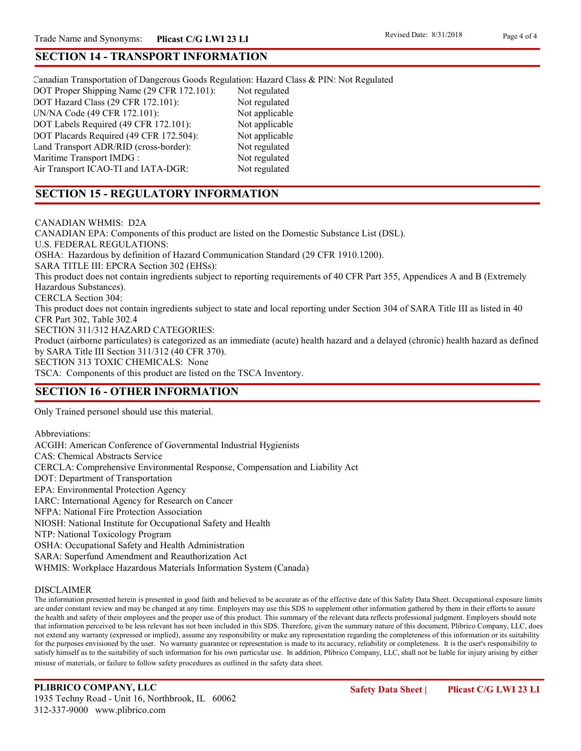## SECTION 14 - TRANSPORT INFORMATION

Canadian Transportation of Dangerous Goods Regulation: Hazard Class & PIN: Not Regulated

| | |
|---|---|
| DOT Proper Shipping Name (29 CFR 172.101): | Not regulated |
| DOT Hazard Class (29 CFR 172.101): | Not regulated |
| UN/NA Code (49 CFR 172.101): | Not applicable |
| DOT Labels Required (49 CFR 172.101): | Not applicable |
| DOT Placards Required (49 CFR 172.504): | Not applicable |
| Land Transport ADR/RID (cross-border): | Not regulated |
| Maritime Transport IMDG : | Not regulated |
| Air Transport ICAO-TI and IATA-DGR: | Not regulated |

## SECTION 15 - REGULATORY INFORMATION

CANADIAN WHMIS: D2A

CANADIAN EPA: Components of this product are listed on the Domestic Substance List (DSL).

U.S. FEDERAL REGULATIONS:

OSHA: Hazardous by definition of Hazard Communication Standard (29 CFR 1910.1200).

SARA TITLE III: EPCRA Section 302 (EHSs):

This product does not contain ingredients subject to reporting requirements of 40 CFR Part 355, Appendices A and B (Extremely Hazardous Substances).

CERCLA Section 304:

This product does not contain ingredients subject to state and local reporting under Section 304 of SARA Title III as listed in 40 CFR Part 302, Table 302.4

SECTION 311/312 HAZARD CATEGORIES:

Product (airborne particulates) is categorized as an immediate (acute) health hazard and a delayed (chronic) health hazard as defined by SARA Title III Section 311/312 (40 CFR 370).

SECTION 313 TOXIC CHEMICALS: None

TSCA: Components of this product are listed on the TSCA Inventory.

## SECTION 16 - OTHER INFORMATION

Only Trained personel should use this material.

Abbreviations:

ACGIH: American Conference of Governmental Industrial Hygienists
CAS: Chemical Abstracts Service
CERCLA: Comprehensive Environmental Response, Compensation and Liability Act
DOT: Department of Transportation
EPA: Environmental Protection Agency
IARC: International Agency for Research on Cancer
NFPA: National Fire Protection Association
NIOSH: National Institute for Occupational Safety and Health
NTP: National Toxicology Program
OSHA: Occupational Safety and Health Administration
SARA: Superfund Amendment and Reauthorization Act
WHMIS: Workplace Hazardous Materials Information System (Canada)

DISCLAIMER

The information presented herein is presented in good faith and believed to be accurate as of the effective date of this Safety Data Sheet. Occupational exposure limits are under constant review and may be changed at any time. Employers may use this SDS to supplement other information gathered by them in their efforts to assure the health and safety of their employees and the proper use of this product. This summary of the relevant data reflects professional judgment. Employers should note that information perceived to be less relevant has not been included in this SDS. Therefore, given the summary nature of this document, Plibrico Company, LLC, does not extend any warranty (expressed or implied), assume any responsibility or make any representation regarding the completeness of this information or its suitability for the purposes envisioned by the user. No warranty guarantee or representation is made to its accuracy, reliability or completeness. It is the user's responsibility to satisfy himself as to the suitability of such information for his own particular use. In addition, Plibrico Company, LLC, shall not be liable for injury arising by either misuse of materials, or failure to follow safety procedures as outlined in the safety data sheet.

**PLIBRICO COMPANY, LLC**
1935 Techny Road - Unit 16, Northbrook, IL 60062
312-337-9000 www.plibrico.com